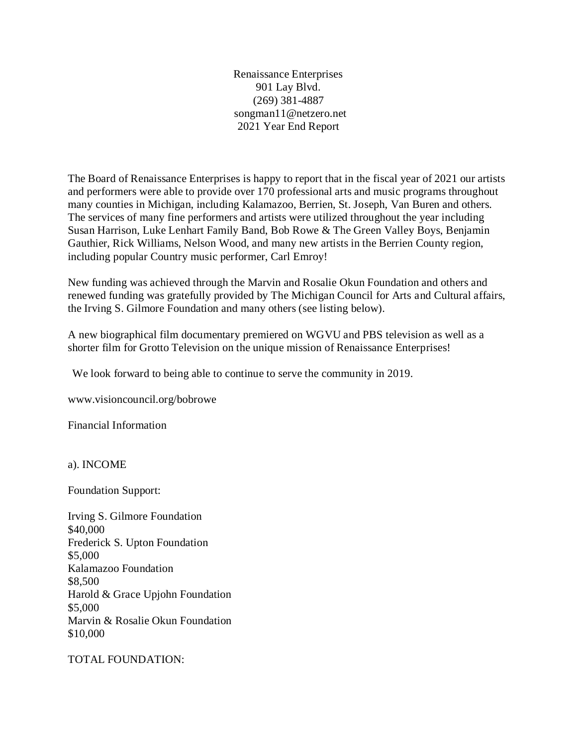Renaissance Enterprises
901 Lay Blvd.
(269) 381-4887
songman11@netzero.net
2021 Year End Report

The Board of Renaissance Enterprises is happy to report that in the fiscal year of 2021 our artists and performers were able to provide over 170 professional arts and music programs throughout many counties in Michigan, including Kalamazoo, Berrien, St. Joseph, Van Buren and others. The services of many fine performers and artists were utilized throughout the year including Susan Harrison, Luke Lenhart Family Band, Bob Rowe & The Green Valley Boys, Benjamin Gauthier, Rick Williams, Nelson Wood, and many new artists in the Berrien County region, including popular Country music performer, Carl Emroy!

New funding was achieved through the Marvin and Rosalie Okun Foundation and others and renewed funding was gratefully provided by The Michigan Council for Arts and Cultural affairs, the Irving S. Gilmore Foundation and many others (see listing below).

A new biographical film documentary premiered on WGVU and PBS television as well as a shorter film for Grotto Television on the unique mission of Renaissance Enterprises!

We look forward to being able to continue to serve the community in 2019.

www.visioncouncil.org/bobrowe

Financial Information

a). INCOME

Foundation Support:

Irving S. Gilmore Foundation
$40,000
Frederick S. Upton Foundation
$5,000
Kalamazoo Foundation
$8,500
Harold & Grace Upjohn Foundation
$5,000
Marvin & Rosalie Okun Foundation
$10,000

TOTAL FOUNDATION: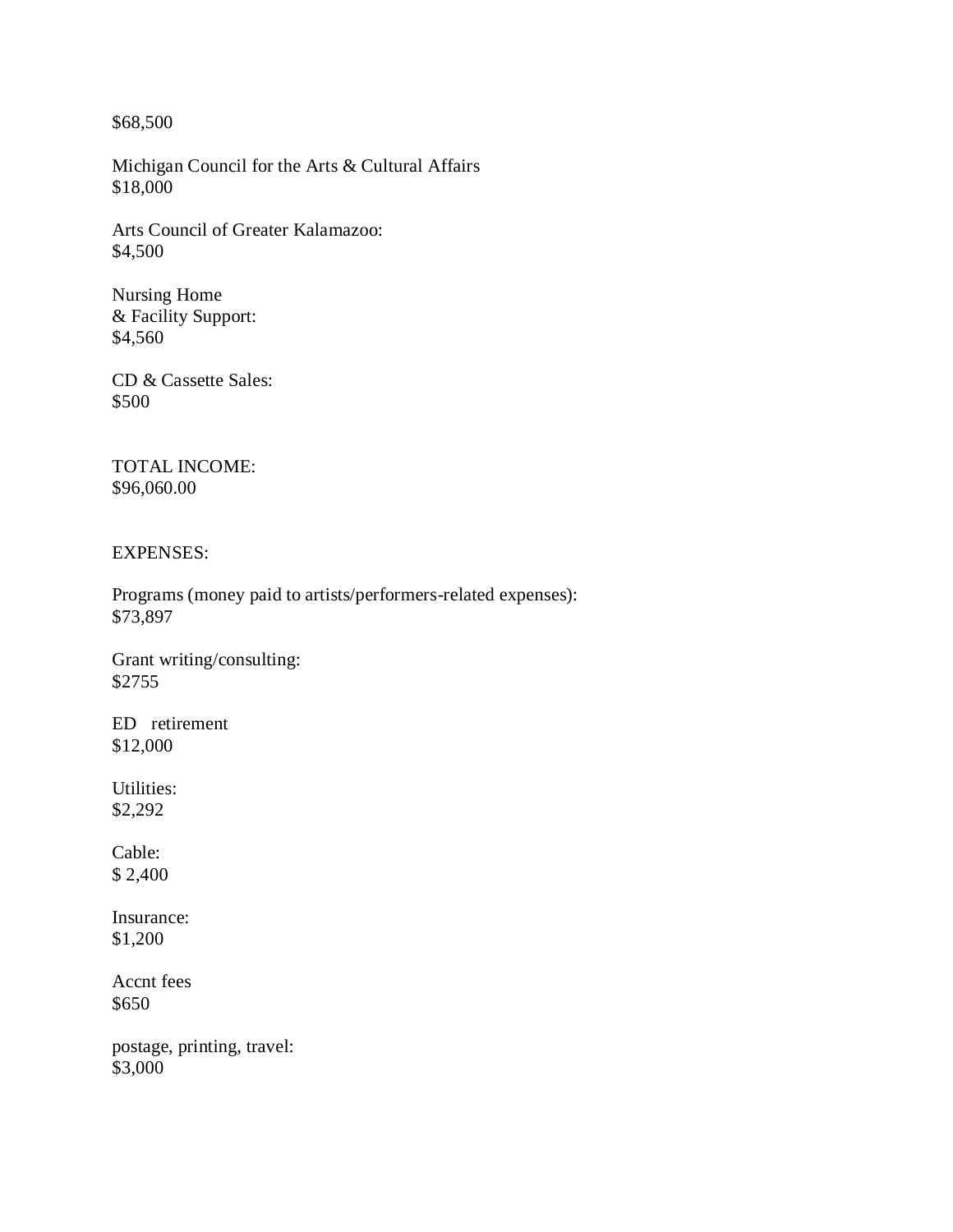$68,500

Michigan Council for the Arts & Cultural Affairs
$18,000

Arts Council of Greater Kalamazoo:
$4,500

Nursing Home
& Facility Support:
$4,560

CD & Cassette Sales:
$500

TOTAL INCOME:
$96,060.00

EXPENSES:

Programs (money paid to artists/performers-related expenses):
$73,897

Grant writing/consulting:
$2755

ED retirement
$12,000

Utilities:
$2,292

Cable:
$ 2,400

Insurance:
$1,200

Accnt fees
$650

postage, printing, travel:
$3,000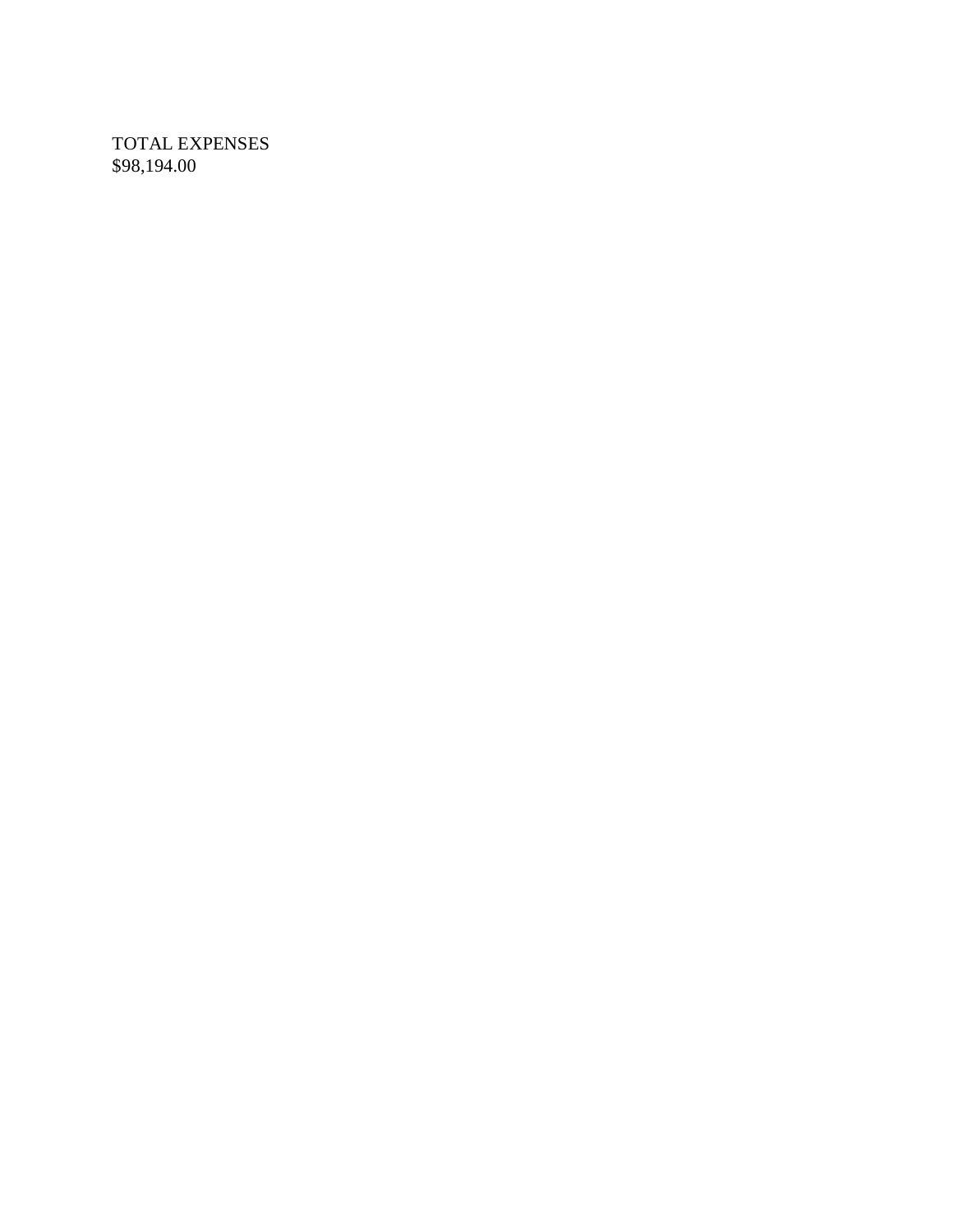TOTAL EXPENSES
$98,194.00